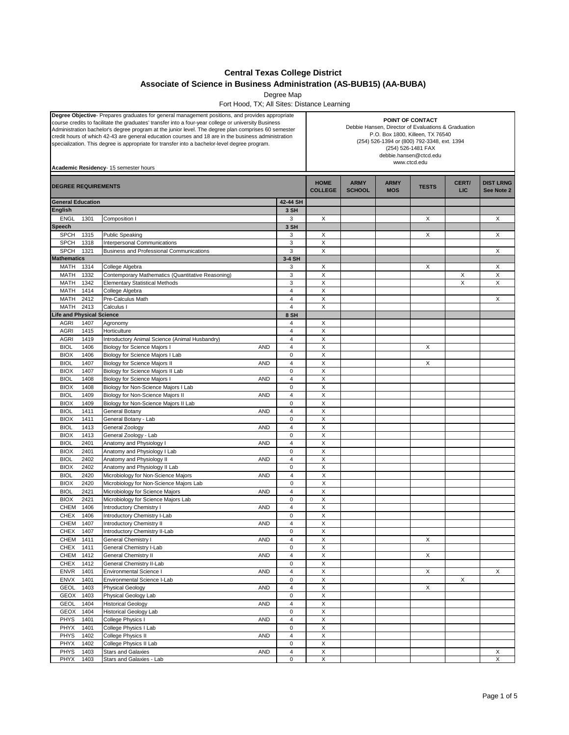# Central Texas College District

## Associate of Science in Business Administration (AS-BUB15) (AA-BUBA)

Degree Map

Fort Hood, TX; All Sites: Distance Learning

**Degree Objective**- Prepares graduates for general management positions, and provides appropriate course credits to facilitate the graduates' transfer into a four-year college or university Business Administration bachelor's degree program at the junior level. The degree plan comprises 60 semester credit hours of which 42-43 are general education courses and 18 are in the business administration specialization. This degree is appropriate for transfer into a bachelor-level degree program.

**Academic Residency**- 15 semester hours

**POINT OF CONTACT**
Debbie Hansen, Director of Evaluations & Graduation
P.O. Box 1800, Killeen, TX 76540
(254) 526-1394 or (800) 792-3348, ext. 1394
(254) 526-1481 FAX
debbie.hansen@ctcd.edu
www.ctcd.edu

| DEGREE REQUIREMENTS | | | | | HOME COLLEGE | ARMY SCHOOL | ARMY MOS | TESTS | CERT/ LIC | DIST LRNG See Note 2 |
|---|---|---|---|---|---|---|---|---|---|---|
| **General Education** | | | | **42-44 SH** | | | | | | |
| **English** | | | | **3 SH** | | | | | | |
| ENGL | 1301 | Composition I | | 3 | X | | | X | | X |
| **Speech** | | | | **3 SH** | | | | | | |
| SPCH | 1315 | Public Speaking | | 3 | X | | | X | | X |
| SPCH | 1318 | Interpersonal Communications | | 3 | X | | | | | |
| SPCH | 1321 | Business and Professional Communications | | 3 | X | | | | | X |
| **Mathematics** | | | | **3-4 SH** | | | | | | |
| MATH | 1314 | College Algebra | | 3 | X | | | X | | X |
| MATH | 1332 | Contemporary Mathematics (Quantitative Reasoning) | | 3 | X | | | | X | X |
| MATH | 1342 | Elementary Statistical Methods | | 3 | X | | | | X | X |
| MATH | 1414 | College Algebra | | 4 | X | | | | | |
| MATH | 2412 | Pre-Calculus Math | | 4 | X | | | | | X |
| MATH | 2413 | Calculus I | | 4 | X | | | | | |
| **Life and Physical Science** | | | | **8 SH** | | | | | | |
| AGRI | 1407 | Agronomy | | 4 | X | | | | | |
| AGRI | 1415 | Horticulture | | 4 | X | | | | | |
| AGRI | 1419 | Introductory Animal Science (Animal Husbandry) | | 4 | X | | | | | |
| BIOL | 1406 | Biology for Science Majors I | AND | 4 | X | | | X | | |
| BIOX | 1406 | Biology for Science Majors I Lab | | 0 | X | | | | | |
| BIOL | 1407 | Biology for Science Majors II | AND | 4 | X | | | X | | |
| BIOX | 1407 | Biology for Science Majors II Lab | | 0 | X | | | | | |
| BIOL | 1408 | Biology for Science Majors I | AND | 4 | X | | | | | |
| BIOX | 1408 | Biology for Non-Science Majors I Lab | | 0 | X | | | | | |
| BIOL | 1409 | Biology for Non-Science Majors II | AND | 4 | X | | | | | |
| BIOX | 1409 | Biology for Non-Science Majors II Lab | | 0 | X | | | | | |
| BIOL | 1411 | General Botany | AND | 4 | X | | | | | |
| BIOX | 1411 | General Botany - Lab | | 0 | X | | | | | |
| BIOL | 1413 | General Zoology | AND | 4 | X | | | | | |
| BIOX | 1413 | General Zoology - Lab | | 0 | X | | | | | |
| BIOL | 2401 | Anatomy and Physiology I | AND | 4 | X | | | | | |
| BIOX | 2401 | Anatomy and Physiology I Lab | | 0 | X | | | | | |
| BIOL | 2402 | Anatomy and Physiology II | AND | 4 | X | | | | | |
| BIOX | 2402 | Anatomy and Physiology II Lab | | 0 | X | | | | | |
| BIOL | 2420 | Microbiology for Non-Science Majors | AND | 4 | X | | | | | |
| BIOX | 2420 | Microbiology for Non-Science Majors Lab | | 0 | X | | | | | |
| BIOL | 2421 | Microbiology for Science Majors | AND | 4 | X | | | | | |
| BIOX | 2421 | Microbiology for Science Majors Lab | | 0 | X | | | | | |
| CHEM | 1406 | Introductory Chemistry I | AND | 4 | X | | | | | |
| CHEX | 1406 | Introductory Chemistry I-Lab | | 0 | X | | | | | |
| CHEM | 1407 | Introductory Chemistry II | AND | 4 | X | | | | | |
| CHEX | 1407 | Introductory Chemistry II-Lab | | 0 | X | | | | | |
| CHEM | 1411 | General Chemistry I | AND | 4 | X | | | X | | |
| CHEX | 1411 | General Chemistry I-Lab | | 0 | X | | | | | |
| CHEM | 1412 | General Chemistry II | AND | 4 | X | | | X | | |
| CHEX | 1412 | General Chemistry II-Lab | | 0 | X | | | | | |
| ENVR | 1401 | Environmental Science I | AND | 4 | X | | | X | | X |
| ENVX | 1401 | Environmental Science I-Lab | | 0 | X | | | | X | |
| GEOL | 1403 | Physical Geology | AND | 4 | X | | | X | | |
| GEOX | 1403 | Physical Geology Lab | | 0 | X | | | | | |
| GEOL | 1404 | Historical Geology | AND | 4 | X | | | | | |
| GEOX | 1404 | Historical Geology Lab | | 0 | X | | | | | |
| PHYS | 1401 | College Physics I | AND | 4 | X | | | | | |
| PHYX | 1401 | College Physics I Lab | | 0 | X | | | | | |
| PHYS | 1402 | College Physics II | AND | 4 | X | | | | | |
| PHYX | 1402 | College Physics II Lab | | 0 | X | | | | | |
| PHYS | 1403 | Stars and Galaxies | AND | 4 | X | | | | | X |
| PHYX | 1403 | Stars and Galaxies - Lab | | 0 | X | | | | | X |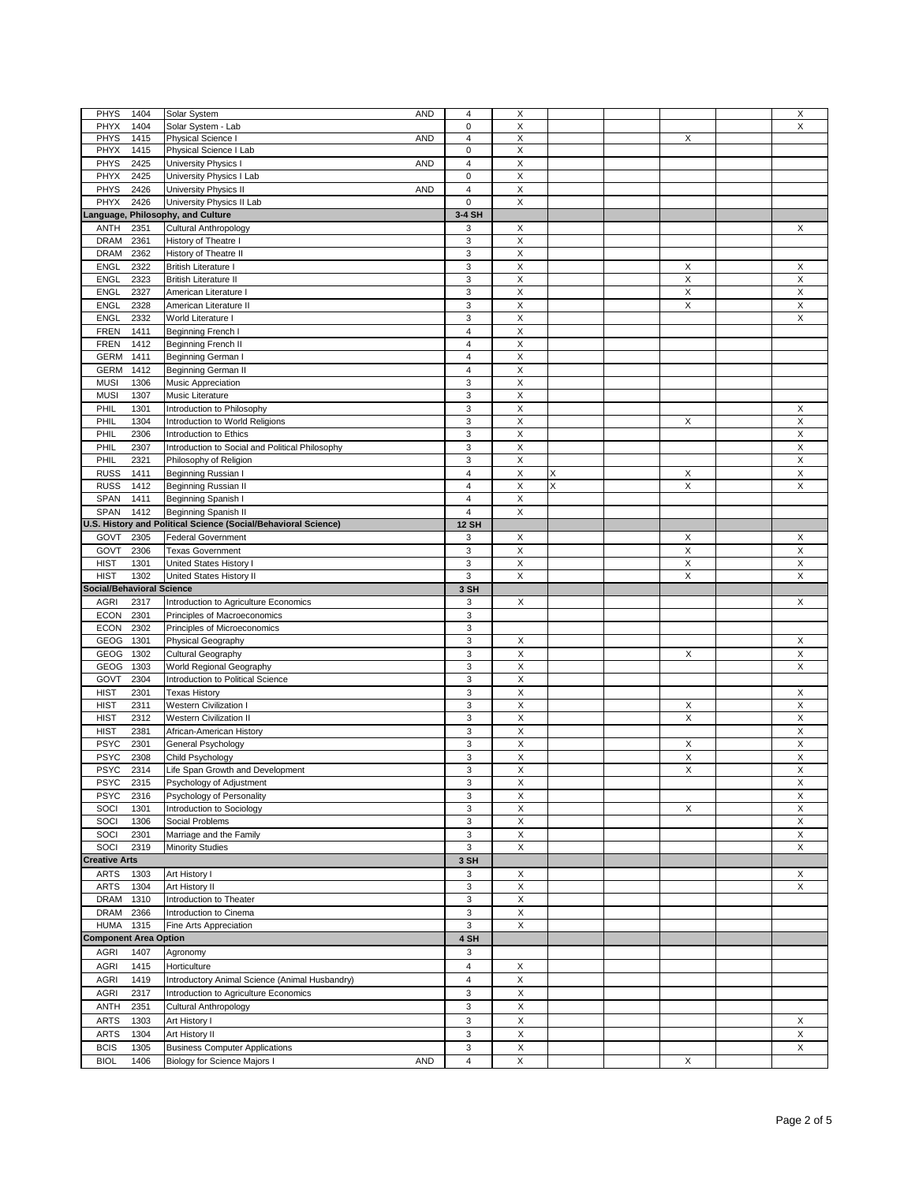| | | | | | | | | | | |
|---|---|---|---|---|---|---|---|---|---|---|
| PHYS | 1404 | Solar System | AND | 4 | X | | | | | X |
| PHYX | 1404 | Solar System - Lab | | 0 | X | | | | | X |
| PHYS | 1415 | Physical Science I | AND | 4 | X | | | X | | |
| PHYX | 1415 | Physical Science I Lab | | 0 | X | | | | | |
| PHYS | 2425 | University Physics I | AND | 4 | X | | | | | |
| PHYX | 2425 | University Physics I Lab | | 0 | X | | | | | |
| PHYS | 2426 | University Physics II | AND | 4 | X | | | | | |
| PHYX | 2426 | University Physics II Lab | | 0 | X | | | | | |
| **Language, Philosophy, and Culture** | | | | **3-4 SH** | | | | | | |
| ANTH | 2351 | Cultural Anthropology | | 3 | X | | | | | X |
| DRAM | 2361 | History of Theatre I | | 3 | X | | | | | |
| DRAM | 2362 | History of Theatre II | | 3 | X | | | | | |
| ENGL | 2322 | British Literature I | | 3 | X | | | X | | X |
| ENGL | 2323 | British Literature II | | 3 | X | | | X | | X |
| ENGL | 2327 | American Literature I | | 3 | X | | | X | | X |
| ENGL | 2328 | American Literature II | | 3 | X | | | X | | X |
| ENGL | 2332 | World Literature I | | 3 | X | | | | | X |
| FREN | 1411 | Beginning French I | | 4 | X | | | | | |
| FREN | 1412 | Beginning French II | | 4 | X | | | | | |
| GERM | 1411 | Beginning German I | | 4 | X | | | | | |
| GERM | 1412 | Beginning German II | | 4 | X | | | | | |
| MUSI | 1306 | Music Appreciation | | 3 | X | | | | | |
| MUSI | 1307 | Music Literature | | 3 | X | | | | | |
| PHIL | 1301 | Introduction to Philosophy | | 3 | X | | | | | X |
| PHIL | 1304 | Introduction to World Religions | | 3 | X | | | X | | X |
| PHIL | 2306 | Introduction to Ethics | | 3 | X | | | | | X |
| PHIL | 2307 | Introduction to Social and Political Philosophy | | 3 | X | | | | | X |
| PHIL | 2321 | Philosophy of Religion | | 3 | X | | | | | X |
| RUSS | 1411 | Beginning Russian I | | 4 | X | X | | X | | X |
| RUSS | 1412 | Beginning Russian II | | 4 | X | X | | X | | X |
| SPAN | 1411 | Beginning Spanish I | | 4 | X | | | | | |
| SPAN | 1412 | Beginning Spanish II | | 4 | X | | | | | |
| **U.S. History and Political Science (Social/Behavioral Science)** | | | | **12 SH** | | | | | | |
| GOVT | 2305 | Federal Government | | 3 | X | | | X | | X |
| GOVT | 2306 | Texas Government | | 3 | X | | | X | | X |
| HIST | 1301 | United States History I | | 3 | X | | | X | | X |
| HIST | 1302 | United States History II | | 3 | X | | | X | | X |
| **Social/Behavioral Science** | | | | **3 SH** | | | | | | |
| AGRI | 2317 | Introduction to Agriculture Economics | | 3 | X | | | | | X |
| ECON | 2301 | Principles of Macroeconomics | | 3 | | | | | | |
| ECON | 2302 | Principles of Microeconomics | | 3 | | | | | | |
| GEOG | 1301 | Physical Geography | | 3 | X | | | | | X |
| GEOG | 1302 | Cultural Geography | | 3 | X | | | X | | X |
| GEOG | 1303 | World Regional Geography | | 3 | X | | | | | X |
| GOVT | 2304 | Introduction to Political Science | | 3 | X | | | | | |
| HIST | 2301 | Texas History | | 3 | X | | | | | X |
| HIST | 2311 | Western Civilization I | | 3 | X | | | X | | X |
| HIST | 2312 | Western Civilization II | | 3 | X | | | X | | X |
| HIST | 2381 | African-American History | | 3 | X | | | | | X |
| PSYC | 2301 | General Psychology | | 3 | X | | | X | | X |
| PSYC | 2308 | Child Psychology | | 3 | X | | | X | | X |
| PSYC | 2314 | Life Span Growth and Development | | 3 | X | | | X | | X |
| PSYC | 2315 | Psychology of Adjustment | | 3 | X | | | | | X |
| PSYC | 2316 | Psychology of Personality | | 3 | X | | | | | X |
| SOCI | 1301 | Introduction to Sociology | | 3 | X | | | X | | X |
| SOCI | 1306 | Social Problems | | 3 | X | | | | | X |
| SOCI | 2301 | Marriage and the Family | | 3 | X | | | | | X |
| SOCI | 2319 | Minority Studies | | 3 | X | | | | | X |
| **Creative Arts** | | | | **3 SH** | | | | | | |
| ARTS | 1303 | Art History I | | 3 | X | | | | | X |
| ARTS | 1304 | Art History II | | 3 | X | | | | | X |
| DRAM | 1310 | Introduction to Theater | | 3 | X | | | | | |
| DRAM | 2366 | Introduction to Cinema | | 3 | X | | | | | |
| HUMA | 1315 | Fine Arts Appreciation | | 3 | X | | | | | |
| **Component Area Option** | | | | **4 SH** | | | | | | |
| AGRI | 1407 | Agronomy | | 3 | | | | | | |
| AGRI | 1415 | Horticulture | | 4 | X | | | | | |
| AGRI | 1419 | Introductory Animal Science (Animal Husbandry) | | 4 | X | | | | | |
| AGRI | 2317 | Introduction to Agriculture Economics | | 3 | X | | | | | |
| ANTH | 2351 | Cultural Anthropology | | 3 | X | | | | | |
| ARTS | 1303 | Art History I | | 3 | X | | | | | X |
| ARTS | 1304 | Art History II | | 3 | X | | | | | X |
| BCIS | 1305 | Business Computer Applications | | 3 | X | | | | | X |
| BIOL | 1406 | Biology for Science Majors I | AND | 4 | X | | | X | | |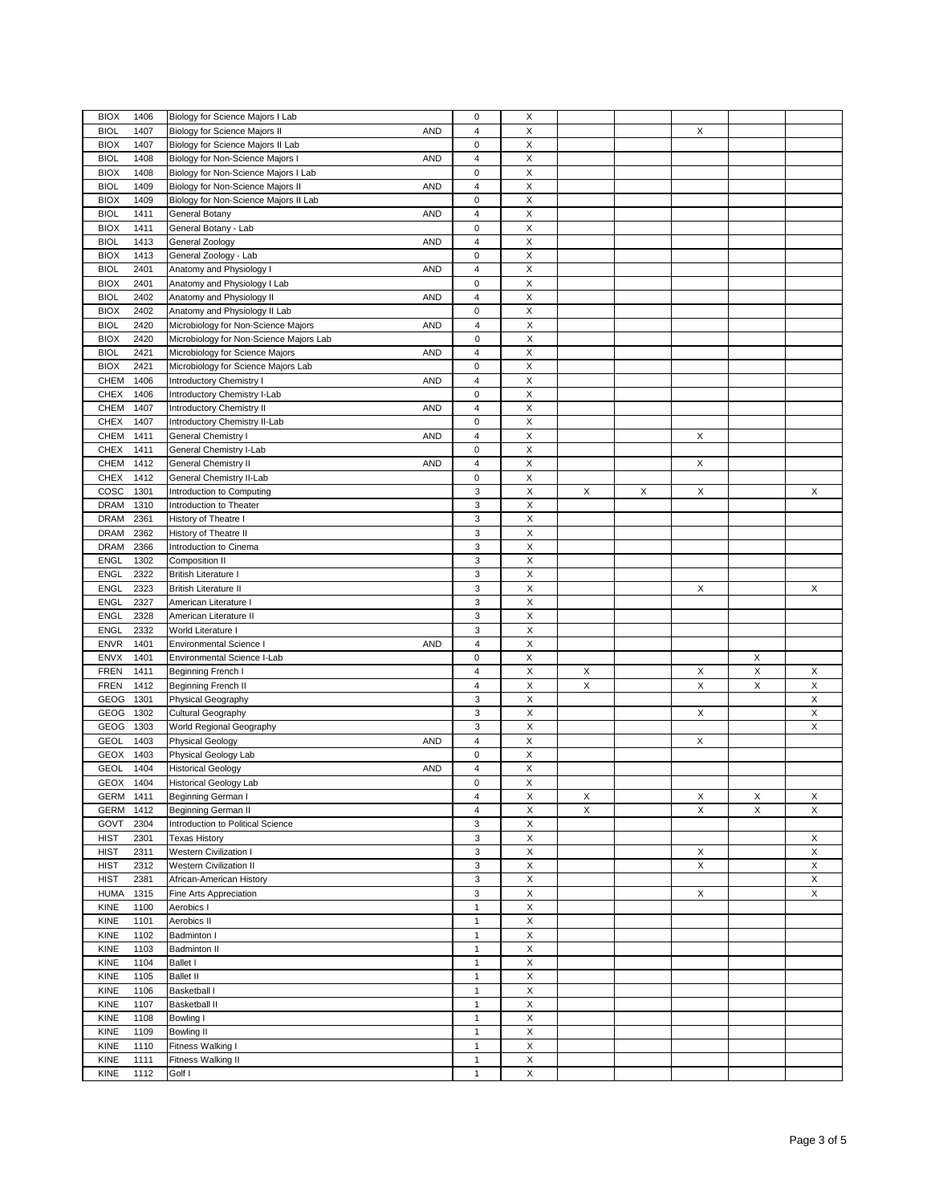| | | | | | | | | | | |
|---|---|---|---|---|---|---|---|---|---|---|
| BIOX | 1406 | Biology for Science Majors I Lab | | 0 | X | | | | | |
| BIOL | 1407 | Biology for Science Majors II | AND | 4 | X | | | X | | |
| BIOX | 1407 | Biology for Science Majors II Lab | | 0 | X | | | | | |
| BIOL | 1408 | Biology for Non-Science Majors I | AND | 4 | X | | | | | |
| BIOX | 1408 | Biology for Non-Science Majors I Lab | | 0 | X | | | | | |
| BIOL | 1409 | Biology for Non-Science Majors II | AND | 4 | X | | | | | |
| BIOX | 1409 | Biology for Non-Science Majors II Lab | | 0 | X | | | | | |
| BIOL | 1411 | General Botany | AND | 4 | X | | | | | |
| BIOX | 1411 | General Botany - Lab | | 0 | X | | | | | |
| BIOL | 1413 | General Zoology | AND | 4 | X | | | | | |
| BIOX | 1413 | General Zoology - Lab | | 0 | X | | | | | |
| BIOL | 2401 | Anatomy and Physiology I | AND | 4 | X | | | | | |
| BIOX | 2401 | Anatomy and Physiology I Lab | | 0 | X | | | | | |
| BIOL | 2402 | Anatomy and Physiology II | AND | 4 | X | | | | | |
| BIOX | 2402 | Anatomy and Physiology II Lab | | 0 | X | | | | | |
| BIOL | 2420 | Microbiology for Non-Science Majors | AND | 4 | X | | | | | |
| BIOX | 2420 | Microbiology for Non-Science Majors Lab | | 0 | X | | | | | |
| BIOL | 2421 | Microbiology for Science Majors | AND | 4 | X | | | | | |
| BIOX | 2421 | Microbiology for Science Majors Lab | | 0 | X | | | | | |
| CHEM | 1406 | Introductory Chemistry I | AND | 4 | X | | | | | |
| CHEX | 1406 | Introductory Chemistry I-Lab | | 0 | X | | | | | |
| CHEM | 1407 | Introductory Chemistry II | AND | 4 | X | | | | | |
| CHEX | 1407 | Introductory Chemistry II-Lab | | 0 | X | | | | | |
| CHEM | 1411 | General Chemistry I | AND | 4 | X | | | X | | |
| CHEX | 1411 | General Chemistry I-Lab | | 0 | X | | | | | |
| CHEM | 1412 | General Chemistry II | AND | 4 | X | | | X | | |
| CHEX | 1412 | General Chemistry II-Lab | | 0 | X | | | | | |
| COSC | 1301 | Introduction to Computing | | 3 | X | X | X | X | | X |
| DRAM | 1310 | Introduction to Theater | | 3 | X | | | | | |
| DRAM | 2361 | History of Theatre I | | 3 | X | | | | | |
| DRAM | 2362 | History of Theatre II | | 3 | X | | | | | |
| DRAM | 2366 | Introduction to Cinema | | 3 | X | | | | | |
| ENGL | 1302 | Composition II | | 3 | X | | | | | |
| ENGL | 2322 | British Literature I | | 3 | X | | | | | |
| ENGL | 2323 | British Literature II | | 3 | X | | | X | | X |
| ENGL | 2327 | American Literature I | | 3 | X | | | | | |
| ENGL | 2328 | American Literature II | | 3 | X | | | | | |
| ENGL | 2332 | World Literature I | | 3 | X | | | | | |
| ENVR | 1401 | Environmental Science I | AND | 4 | X | | | | | |
| ENVX | 1401 | Environmental Science I-Lab | | 0 | X | | | | X | |
| FREN | 1411 | Beginning French I | | 4 | X | X | | X | X | X |
| FREN | 1412 | Beginning French II | | 4 | X | X | | X | X | X |
| GEOG | 1301 | Physical Geography | | 3 | X | | | | | X |
| GEOG | 1302 | Cultural Geography | | 3 | X | | | X | | X |
| GEOG | 1303 | World Regional Geography | | 3 | X | | | | | X |
| GEOL | 1403 | Physical Geology | AND | 4 | X | | | X | | |
| GEOX | 1403 | Physical Geology Lab | | 0 | X | | | | | |
| GEOL | 1404 | Historical Geology | AND | 4 | X | | | | | |
| GEOX | 1404 | Historical Geology Lab | | 0 | X | | | | | |
| GERM | 1411 | Beginning German I | | 4 | X | X | | X | X | X |
| GERM | 1412 | Beginning German II | | 4 | X | X | | X | X | X |
| GOVT | 2304 | Introduction to Political Science | | 3 | X | | | | | |
| HIST | 2301 | Texas History | | 3 | X | | | | | X |
| HIST | 2311 | Western Civilization I | | 3 | X | | | X | | X |
| HIST | 2312 | Western Civilization II | | 3 | X | | | X | | X |
| HIST | 2381 | African-American History | | 3 | X | | | | | X |
| HUMA | 1315 | Fine Arts Appreciation | | 3 | X | | | X | | X |
| KINE | 1100 | Aerobics I | | 1 | X | | | | | |
| KINE | 1101 | Aerobics II | | 1 | X | | | | | |
| KINE | 1102 | Badminton I | | 1 | X | | | | | |
| KINE | 1103 | Badminton II | | 1 | X | | | | | |
| KINE | 1104 | Ballet I | | 1 | X | | | | | |
| KINE | 1105 | Ballet II | | 1 | X | | | | | |
| KINE | 1106 | Basketball I | | 1 | X | | | | | |
| KINE | 1107 | Basketball II | | 1 | X | | | | | |
| KINE | 1108 | Bowling I | | 1 | X | | | | | |
| KINE | 1109 | Bowling II | | 1 | X | | | | | |
| KINE | 1110 | Fitness Walking I | | 1 | X | | | | | |
| KINE | 1111 | Fitness Walking II | | 1 | X | | | | | |
| KINE | 1112 | Golf I | | 1 | X | | | | | |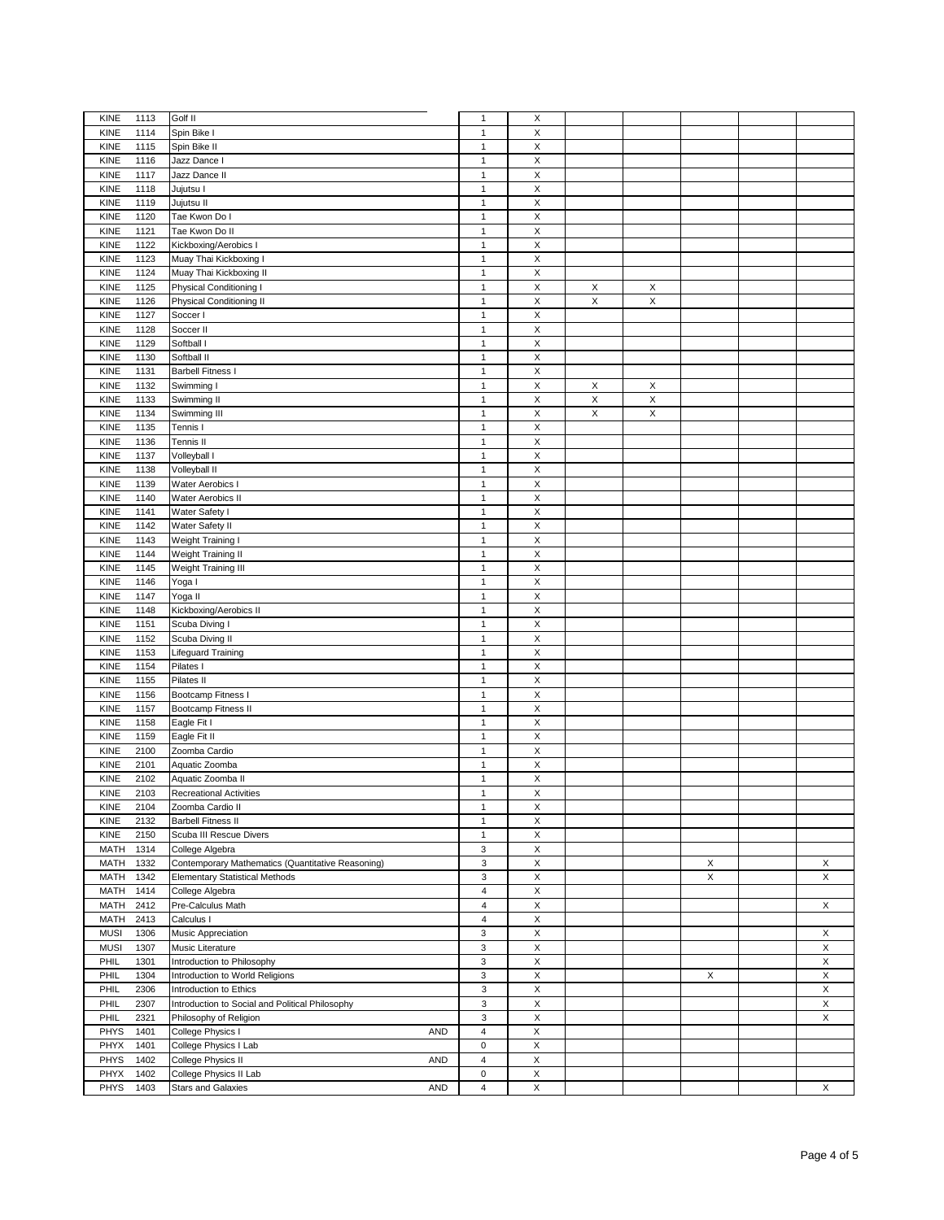| | | | | | | | | | | |
|---|---|---|---|---|---|---|---|---|---|---|
| KINE | 1113 | Golf II | | 1 | X | | | | | |
| KINE | 1114 | Spin Bike I | | 1 | X | | | | | |
| KINE | 1115 | Spin Bike II | | 1 | X | | | | | |
| KINE | 1116 | Jazz Dance I | | 1 | X | | | | | |
| KINE | 1117 | Jazz Dance II | | 1 | X | | | | | |
| KINE | 1118 | Jujutsu I | | 1 | X | | | | | |
| KINE | 1119 | Jujutsu II | | 1 | X | | | | | |
| KINE | 1120 | Tae Kwon Do I | | 1 | X | | | | | |
| KINE | 1121 | Tae Kwon Do II | | 1 | X | | | | | |
| KINE | 1122 | Kickboxing/Aerobics I | | 1 | X | | | | | |
| KINE | 1123 | Muay Thai Kickboxing I | | 1 | X | | | | | |
| KINE | 1124 | Muay Thai Kickboxing II | | 1 | X | | | | | |
| KINE | 1125 | Physical Conditioning I | | 1 | X | X | X | | | |
| KINE | 1126 | Physical Conditioning II | | 1 | X | X | X | | | |
| KINE | 1127 | Soccer I | | 1 | X | | | | | |
| KINE | 1128 | Soccer II | | 1 | X | | | | | |
| KINE | 1129 | Softball I | | 1 | X | | | | | |
| KINE | 1130 | Softball II | | 1 | X | | | | | |
| KINE | 1131 | Barbell Fitness I | | 1 | X | | | | | |
| KINE | 1132 | Swimming I | | 1 | X | X | X | | | |
| KINE | 1133 | Swimming II | | 1 | X | X | X | | | |
| KINE | 1134 | Swimming III | | 1 | X | X | X | | | |
| KINE | 1135 | Tennis I | | 1 | X | | | | | |
| KINE | 1136 | Tennis II | | 1 | X | | | | | |
| KINE | 1137 | Volleyball I | | 1 | X | | | | | |
| KINE | 1138 | Volleyball II | | 1 | X | | | | | |
| KINE | 1139 | Water Aerobics I | | 1 | X | | | | | |
| KINE | 1140 | Water Aerobics II | | 1 | X | | | | | |
| KINE | 1141 | Water Safety I | | 1 | X | | | | | |
| KINE | 1142 | Water Safety II | | 1 | X | | | | | |
| KINE | 1143 | Weight Training I | | 1 | X | | | | | |
| KINE | 1144 | Weight Training II | | 1 | X | | | | | |
| KINE | 1145 | Weight Training III | | 1 | X | | | | | |
| KINE | 1146 | Yoga I | | 1 | X | | | | | |
| KINE | 1147 | Yoga II | | 1 | X | | | | | |
| KINE | 1148 | Kickboxing/Aerobics II | | 1 | X | | | | | |
| KINE | 1151 | Scuba Diving I | | 1 | X | | | | | |
| KINE | 1152 | Scuba Diving II | | 1 | X | | | | | |
| KINE | 1153 | Lifeguard Training | | 1 | X | | | | | |
| KINE | 1154 | Pilates I | | 1 | X | | | | | |
| KINE | 1155 | Pilates II | | 1 | X | | | | | |
| KINE | 1156 | Bootcamp Fitness I | | 1 | X | | | | | |
| KINE | 1157 | Bootcamp Fitness II | | 1 | X | | | | | |
| KINE | 1158 | Eagle Fit I | | 1 | X | | | | | |
| KINE | 1159 | Eagle Fit II | | 1 | X | | | | | |
| KINE | 2100 | Zoomba Cardio | | 1 | X | | | | | |
| KINE | 2101 | Aquatic Zoomba | | 1 | X | | | | | |
| KINE | 2102 | Aquatic Zoomba II | | 1 | X | | | | | |
| KINE | 2103 | Recreational Activities | | 1 | X | | | | | |
| KINE | 2104 | Zoomba Cardio II | | 1 | X | | | | | |
| KINE | 2132 | Barbell Fitness II | | 1 | X | | | | | |
| KINE | 2150 | Scuba III Rescue Divers | | 1 | X | | | | | |
| MATH | 1314 | College Algebra | | 3 | X | | | | | |
| MATH | 1332 | Contemporary Mathematics (Quantitative Reasoning) | | 3 | X | | | X | | X |
| MATH | 1342 | Elementary Statistical Methods | | 3 | X | | | X | | X |
| MATH | 1414 | College Algebra | | 4 | X | | | | | |
| MATH | 2412 | Pre-Calculus Math | | 4 | X | | | | | X |
| MATH | 2413 | Calculus I | | 4 | X | | | | | |
| MUSI | 1306 | Music Appreciation | | 3 | X | | | | | X |
| MUSI | 1307 | Music Literature | | 3 | X | | | | | X |
| PHIL | 1301 | Introduction to Philosophy | | 3 | X | | | | | X |
| PHIL | 1304 | Introduction to World Religions | | 3 | X | | | X | | X |
| PHIL | 2306 | Introduction to Ethics | | 3 | X | | | | | X |
| PHIL | 2307 | Introduction to Social and Political Philosophy | | 3 | X | | | | | X |
| PHIL | 2321 | Philosophy of Religion | | 3 | X | | | | | X |
| PHYS | 1401 | College Physics I | AND | 4 | X | | | | | |
| PHYX | 1401 | College Physics I Lab | | 0 | X | | | | | |
| PHYS | 1402 | College Physics II | AND | 4 | X | | | | | |
| PHYX | 1402 | College Physics II Lab | | 0 | X | | | | | |
| PHYS | 1403 | Stars and Galaxies | AND | 4 | X | | | | | X |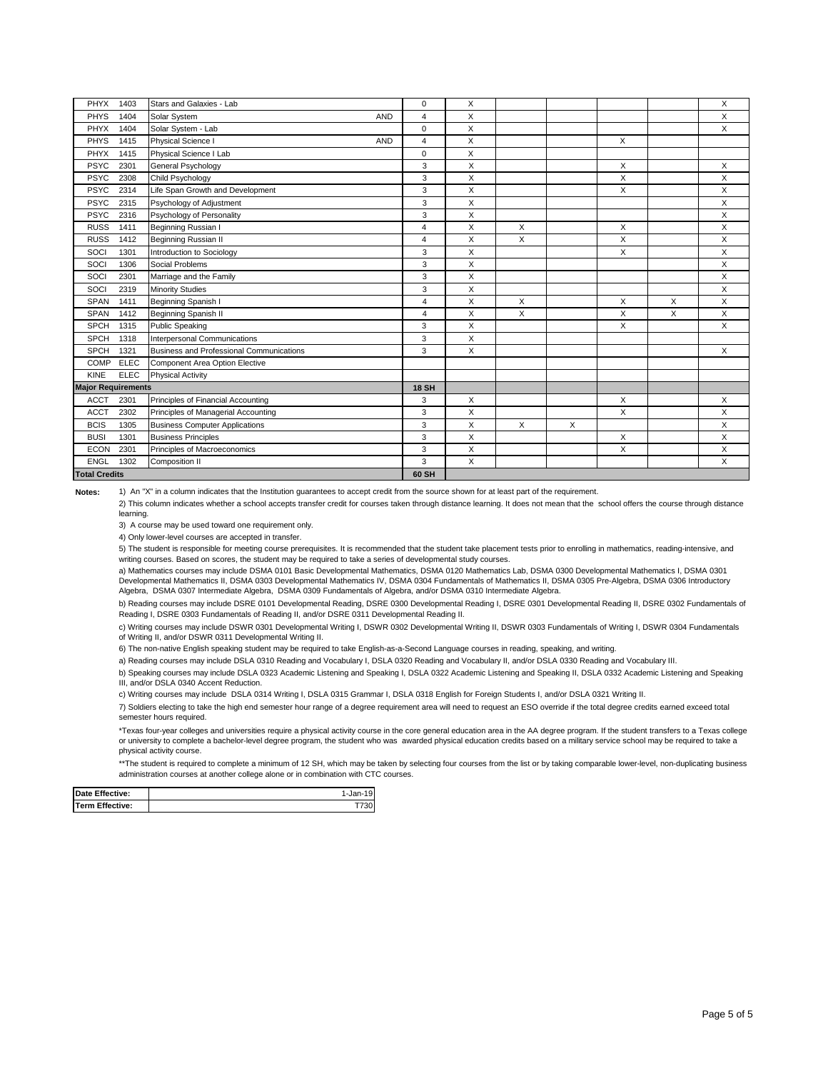| | | | | | | | | | |
|---|---|---|---|---|---|---|---|---|---|
| PHYX | 1403 | Stars and Galaxies - Lab | 0 | X | | | | | X |
| PHYS | 1404 | Solar System AND | 4 | X | | | | | X |
| PHYX | 1404 | Solar System - Lab | 0 | X | | | | | X |
| PHYS | 1415 | Physical Science I AND | 4 | X | | | X | | |
| PHYX | 1415 | Physical Science I Lab | 0 | X | | | | | |
| PSYC | 2301 | General Psychology | 3 | X | | | X | | X |
| PSYC | 2308 | Child Psychology | 3 | X | | | X | | X |
| PSYC | 2314 | Life Span Growth and Development | 3 | X | | | X | | X |
| PSYC | 2315 | Psychology of Adjustment | 3 | X | | | | | X |
| PSYC | 2316 | Psychology of Personality | 3 | X | | | | | X |
| RUSS | 1411 | Beginning Russian I | 4 | X | X | | X | | X |
| RUSS | 1412 | Beginning Russian II | 4 | X | X | | X | | X |
| SOCI | 1301 | Introduction to Sociology | 3 | X | | | X | | X |
| SOCI | 1306 | Social Problems | 3 | X | | | | | X |
| SOCI | 2301 | Marriage and the Family | 3 | X | | | | | X |
| SOCI | 2319 | Minority Studies | 3 | X | | | | | X |
| SPAN | 1411 | Beginning Spanish I | 4 | X | X | | X | X | X |
| SPAN | 1412 | Beginning Spanish II | 4 | X | X | | X | X | X |
| SPCH | 1315 | Public Speaking | 3 | X | | | X | | X |
| SPCH | 1318 | Interpersonal Communications | 3 | X | | | | | |
| SPCH | 1321 | Business and Professional Communications | 3 | X | | | | | X |
| COMP | ELEC | Component Area Option Elective | | | | | | | |
| KINE | ELEC | Physical Activity | | | | | | | |
| **Major Requirements** | | | **18 SH** | | | | | | |
| ACCT | 2301 | Principles of Financial Accounting | 3 | X | | | X | | X |
| ACCT | 2302 | Principles of Managerial Accounting | 3 | X | | | X | | X |
| BCIS | 1305 | Business Computer Applications | 3 | X | X | X | | | X |
| BUSI | 1301 | Business Principles | 3 | X | | | X | | X |
| ECON | 2301 | Principles of Macroeconomics | 3 | X | | | X | | X |
| ENGL | 1302 | Composition II | 3 | X | | | | | X |
| **Total Credits** | | | **60 SH** | | | | | | |

**Notes:**

1) An "X" in a column indicates that the Institution guarantees to accept credit from the source shown for at least part of the requirement.

2) This column indicates whether a school accepts transfer credit for courses taken through distance learning. It does not mean that the school offers the course through distance learning.

3) A course may be used toward one requirement only.

4) Only lower-level courses are accepted in transfer.

5) The student is responsible for meeting course prerequisites. It is recommended that the student take placement tests prior to enrolling in mathematics, reading-intensive, and writing courses. Based on scores, the student may be required to take a series of developmental study courses.

a) Mathematics courses may include DSMA 0101 Basic Developmental Mathematics, DSMA 0120 Mathematics Lab, DSMA 0300 Developmental Mathematics I, DSMA 0301 Developmental Mathematics II, DSMA 0303 Developmental Mathematics IV, DSMA 0304 Fundamentals of Mathematics II, DSMA 0305 Pre-Algebra, DSMA 0306 Introductory Algebra, DSMA 0307 Intermediate Algebra, DSMA 0309 Fundamentals of Algebra, and/or DSMA 0310 Intermediate Algebra.

b) Reading courses may include DSRE 0101 Developmental Reading, DSRE 0300 Developmental Reading I, DSRE 0301 Developmental Reading II, DSRE 0302 Fundamentals of Reading I, DSRE 0303 Fundamentals of Reading II, and/or DSRE 0311 Developmental Reading II.

c) Writing courses may include DSWR 0301 Developmental Writing I, DSWR 0302 Developmental Writing II, DSWR 0303 Fundamentals of Writing I, DSWR 0304 Fundamentals of Writing II, and/or DSWR 0311 Developmental Writing II.

6) The non-native English speaking student may be required to take English-as-a-Second Language courses in reading, speaking, and writing.

a) Reading courses may include DSLA 0310 Reading and Vocabulary I, DSLA 0320 Reading and Vocabulary II, and/or DSLA 0330 Reading and Vocabulary III.

b) Speaking courses may include DSLA 0323 Academic Listening and Speaking I, DSLA 0322 Academic Listening and Speaking II, DSLA 0332 Academic Listening and Speaking III, and/or DSLA 0340 Accent Reduction.

c) Writing courses may include DSLA 0314 Writing I, DSLA 0315 Grammar I, DSLA 0318 English for Foreign Students I, and/or DSLA 0321 Writing II.

7) Soldiers electing to take the high end semester hour range of a degree requirement area will need to request an ESO override if the total degree credits earned exceed total semester hours required.

*Texas four-year colleges and universities require a physical activity course in the core general education area in the AA degree program. If the student transfers to a Texas college or university to complete a bachelor-level degree program, the student who was awarded physical education credits based on a military service school may be required to take a physical activity course.

**The student is required to complete a minimum of 12 SH, which may be taken by selecting four courses from the list or by taking comparable lower-level, non-duplicating business administration courses at another college alone or in combination with CTC courses.

| | |
|---|---|
| **Date Effective:** | 1-Jan-19 |
| **Term Effective:** | T730 |